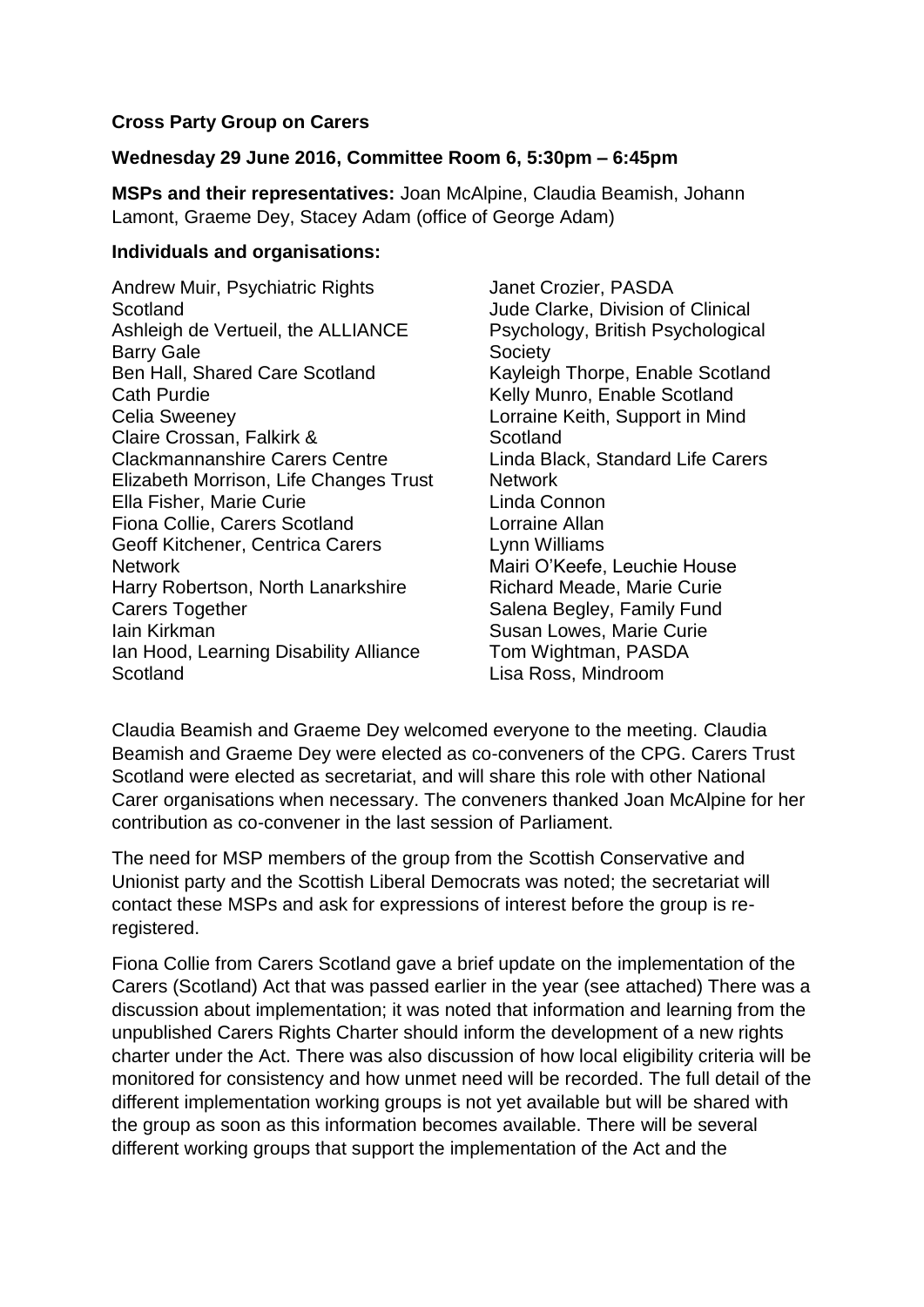**Cross Party Group on Carers**

**Wednesday 29 June 2016, Committee Room 6, 5:30pm – 6:45pm**

**MSPs and their representatives:** Joan McAlpine, Claudia Beamish, Johann Lamont, Graeme Dey, Stacey Adam (office of George Adam)

**Individuals and organisations:**

Andrew Muir, Psychiatric Rights Scotland
Ashleigh de Vertueil, the ALLIANCE
Barry Gale
Ben Hall, Shared Care Scotland
Cath Purdie
Celia Sweeney
Claire Crossan, Falkirk & Clackmannanshire Carers Centre
Elizabeth Morrison, Life Changes Trust
Ella Fisher, Marie Curie
Fiona Collie, Carers Scotland
Geoff Kitchener, Centrica Carers Network
Harry Robertson, North Lanarkshire Carers Together
Iain Kirkman
Ian Hood, Learning Disability Alliance Scotland
Janet Crozier, PASDA
Jude Clarke, Division of Clinical Psychology, British Psychological Society
Kayleigh Thorpe, Enable Scotland
Kelly Munro, Enable Scotland
Lorraine Keith, Support in Mind Scotland
Linda Black, Standard Life Carers Network
Linda Connon
Lorraine Allan
Lynn Williams
Mairi O'Keefe, Leuchie House
Richard Meade, Marie Curie
Salena Begley, Family Fund
Susan Lowes, Marie Curie
Tom Wightman, PASDA
Lisa Ross, Mindroom

Claudia Beamish and Graeme Dey welcomed everyone to the meeting. Claudia Beamish and Graeme Dey were elected as co-conveners of the CPG. Carers Trust Scotland were elected as secretariat, and will share this role with other National Carer organisations when necessary. The conveners thanked Joan McAlpine for her contribution as co-convener in the last session of Parliament.

The need for MSP members of the group from the Scottish Conservative and Unionist party and the Scottish Liberal Democrats was noted; the secretariat will contact these MSPs and ask for expressions of interest before the group is re-registered.

Fiona Collie from Carers Scotland gave a brief update on the implementation of the Carers (Scotland) Act that was passed earlier in the year (see attached) There was a discussion about implementation; it was noted that information and learning from the unpublished Carers Rights Charter should inform the development of a new rights charter under the Act. There was also discussion of how local eligibility criteria will be monitored for consistency and how unmet need will be recorded. The full detail of the different implementation working groups is not yet available but will be shared with the group as soon as this information becomes available. There will be several different working groups that support the implementation of the Act and the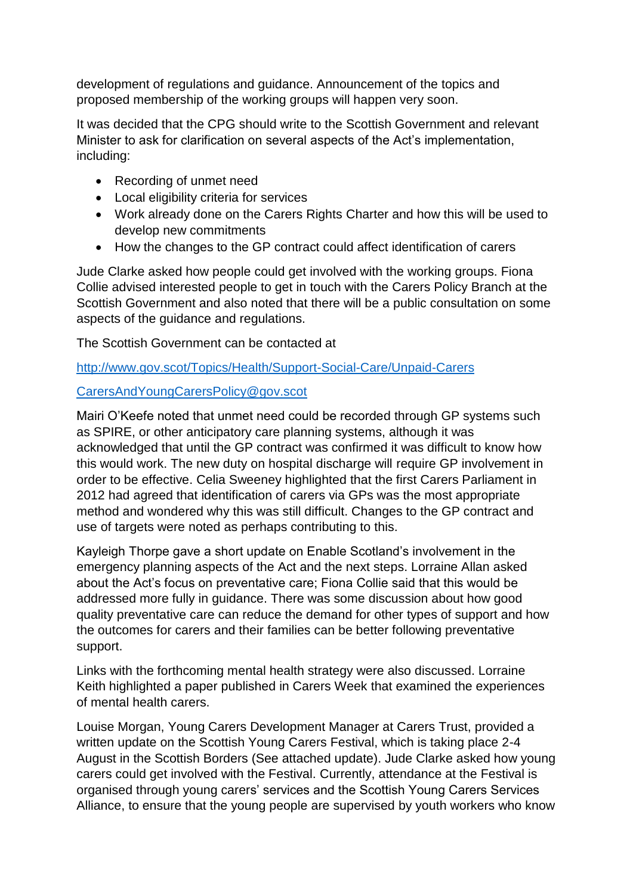development of regulations and guidance. Announcement of the topics and proposed membership of the working groups will happen very soon.

It was decided that the CPG should write to the Scottish Government and relevant Minister to ask for clarification on several aspects of the Act's implementation, including:

- Recording of unmet need
- Local eligibility criteria for services
- Work already done on the Carers Rights Charter and how this will be used to develop new commitments
- How the changes to the GP contract could affect identification of carers

Jude Clarke asked how people could get involved with the working groups. Fiona Collie advised interested people to get in touch with the Carers Policy Branch at the Scottish Government and also noted that there will be a public consultation on some aspects of the guidance and regulations.

The Scottish Government can be contacted at

http://www.gov.scot/Topics/Health/Support-Social-Care/Unpaid-Carers

CarersAndYoungCarersPolicy@gov.scot

Mairi O'Keefe noted that unmet need could be recorded through GP systems such as SPIRE, or other anticipatory care planning systems, although it was acknowledged that until the GP contract was confirmed it was difficult to know how this would work. The new duty on hospital discharge will require GP involvement in order to be effective. Celia Sweeney highlighted that the first Carers Parliament in 2012 had agreed that identification of carers via GPs was the most appropriate method and wondered why this was still difficult. Changes to the GP contract and use of targets were noted as perhaps contributing to this.

Kayleigh Thorpe gave a short update on Enable Scotland's involvement in the emergency planning aspects of the Act and the next steps. Lorraine Allan asked about the Act's focus on preventative care; Fiona Collie said that this would be addressed more fully in guidance. There was some discussion about how good quality preventative care can reduce the demand for other types of support and how the outcomes for carers and their families can be better following preventative support.

Links with the forthcoming mental health strategy were also discussed. Lorraine Keith highlighted a paper published in Carers Week that examined the experiences of mental health carers.

Louise Morgan, Young Carers Development Manager at Carers Trust, provided a written update on the Scottish Young Carers Festival, which is taking place 2-4 August in the Scottish Borders (See attached update). Jude Clarke asked how young carers could get involved with the Festival. Currently, attendance at the Festival is organised through young carers' services and the Scottish Young Carers Services Alliance, to ensure that the young people are supervised by youth workers who know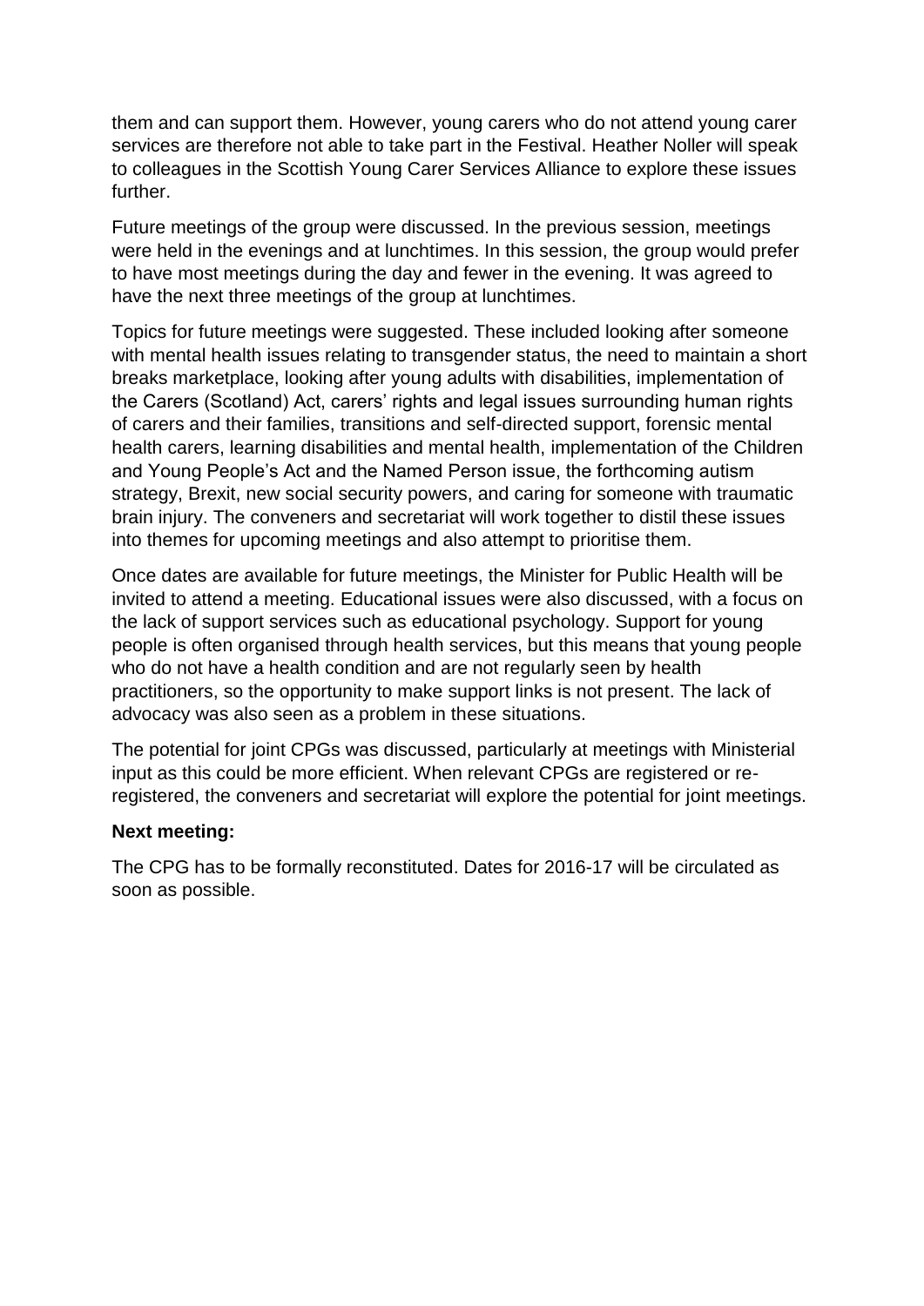them and can support them. However, young carers who do not attend young carer services are therefore not able to take part in the Festival. Heather Noller will speak to colleagues in the Scottish Young Carer Services Alliance to explore these issues further.

Future meetings of the group were discussed. In the previous session, meetings were held in the evenings and at lunchtimes. In this session, the group would prefer to have most meetings during the day and fewer in the evening. It was agreed to have the next three meetings of the group at lunchtimes.

Topics for future meetings were suggested. These included looking after someone with mental health issues relating to transgender status, the need to maintain a short breaks marketplace, looking after young adults with disabilities, implementation of the Carers (Scotland) Act, carers' rights and legal issues surrounding human rights of carers and their families, transitions and self-directed support, forensic mental health carers, learning disabilities and mental health, implementation of the Children and Young People's Act and the Named Person issue, the forthcoming autism strategy, Brexit, new social security powers, and caring for someone with traumatic brain injury. The conveners and secretariat will work together to distil these issues into themes for upcoming meetings and also attempt to prioritise them.

Once dates are available for future meetings, the Minister for Public Health will be invited to attend a meeting. Educational issues were also discussed, with a focus on the lack of support services such as educational psychology. Support for young people is often organised through health services, but this means that young people who do not have a health condition and are not regularly seen by health practitioners, so the opportunity to make support links is not present. The lack of advocacy was also seen as a problem in these situations.

The potential for joint CPGs was discussed, particularly at meetings with Ministerial input as this could be more efficient. When relevant CPGs are registered or re-registered, the conveners and secretariat will explore the potential for joint meetings.

**Next meeting:**

The CPG has to be formally reconstituted. Dates for 2016-17 will be circulated as soon as possible.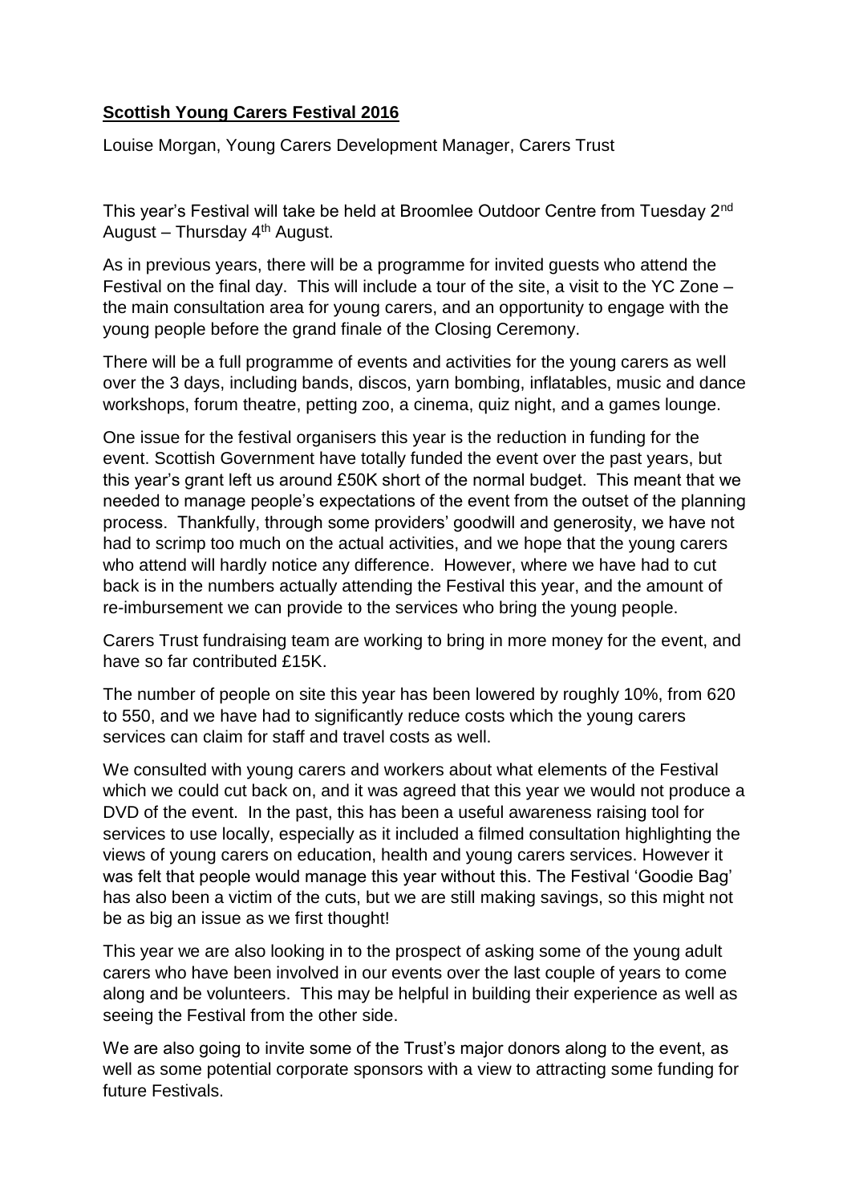## **Scottish Young Carers Festival 2016**

Louise Morgan, Young Carers Development Manager, Carers Trust

This year's Festival will take be held at Broomlee Outdoor Centre from Tuesday 2nd August – Thursday 4th August.

As in previous years, there will be a programme for invited guests who attend the Festival on the final day. This will include a tour of the site, a visit to the YC Zone – the main consultation area for young carers, and an opportunity to engage with the young people before the grand finale of the Closing Ceremony.

There will be a full programme of events and activities for the young carers as well over the 3 days, including bands, discos, yarn bombing, inflatables, music and dance workshops, forum theatre, petting zoo, a cinema, quiz night, and a games lounge.

One issue for the festival organisers this year is the reduction in funding for the event. Scottish Government have totally funded the event over the past years, but this year's grant left us around £50K short of the normal budget. This meant that we needed to manage people's expectations of the event from the outset of the planning process. Thankfully, through some providers' goodwill and generosity, we have not had to scrimp too much on the actual activities, and we hope that the young carers who attend will hardly notice any difference. However, where we have had to cut back is in the numbers actually attending the Festival this year, and the amount of re-imbursement we can provide to the services who bring the young people.

Carers Trust fundraising team are working to bring in more money for the event, and have so far contributed £15K.

The number of people on site this year has been lowered by roughly 10%, from 620 to 550, and we have had to significantly reduce costs which the young carers services can claim for staff and travel costs as well.

We consulted with young carers and workers about what elements of the Festival which we could cut back on, and it was agreed that this year we would not produce a DVD of the event. In the past, this has been a useful awareness raising tool for services to use locally, especially as it included a filmed consultation highlighting the views of young carers on education, health and young carers services. However it was felt that people would manage this year without this. The Festival 'Goodie Bag' has also been a victim of the cuts, but we are still making savings, so this might not be as big an issue as we first thought!

This year we are also looking in to the prospect of asking some of the young adult carers who have been involved in our events over the last couple of years to come along and be volunteers. This may be helpful in building their experience as well as seeing the Festival from the other side.

We are also going to invite some of the Trust's major donors along to the event, as well as some potential corporate sponsors with a view to attracting some funding for future Festivals.